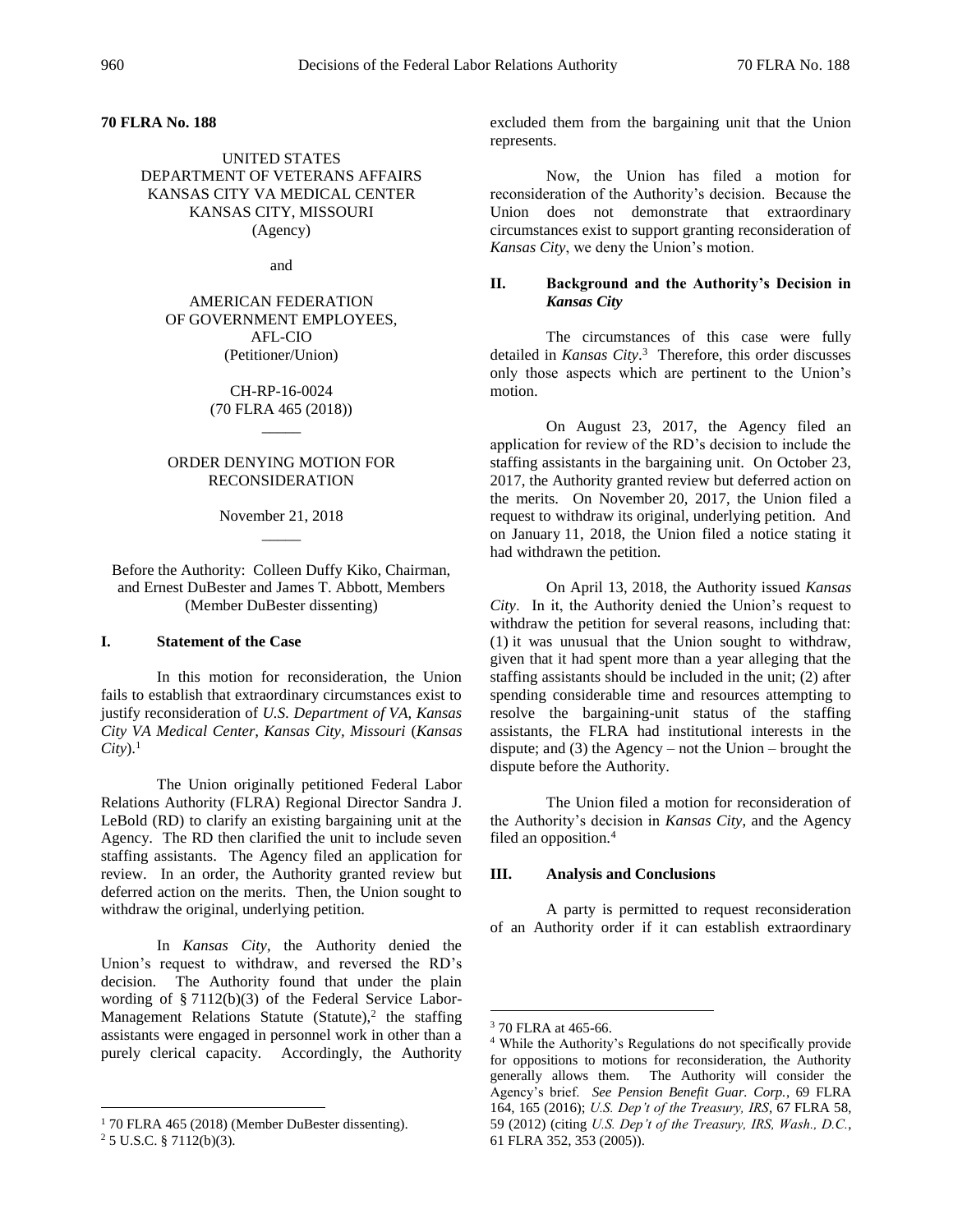**70 FLRA No. 188**

UNITED STATES
DEPARTMENT OF VETERANS AFFAIRS
KANSAS CITY VA MEDICAL CENTER
KANSAS CITY, MISSOURI
(Agency)

and

AMERICAN FEDERATION
OF GOVERNMENT EMPLOYEES,
AFL-CIO
(Petitioner/Union)

CH-RP-16-0024
(70 FLRA 465 (2018))

_____

ORDER DENYING MOTION FOR
RECONSIDERATION

November 21, 2018

_____

Before the Authority: Colleen Duffy Kiko, Chairman, and Ernest DuBester and James T. Abbott, Members
(Member DuBester dissenting)

## I. Statement of the Case

In this motion for reconsideration, the Union fails to establish that extraordinary circumstances exist to justify reconsideration of *U.S. Department of VA, Kansas City VA Medical Center, Kansas City, Missouri* (*Kansas City*).[1]

The Union originally petitioned Federal Labor Relations Authority (FLRA) Regional Director Sandra J. LeBold (RD) to clarify an existing bargaining unit at the Agency. The RD then clarified the unit to include seven staffing assistants. The Agency filed an application for review. In an order, the Authority granted review but deferred action on the merits. Then, the Union sought to withdraw the original, underlying petition.

In *Kansas City*, the Authority denied the Union's request to withdraw, and reversed the RD's decision. The Authority found that under the plain wording of § 7112(b)(3) of the Federal Service Labor-Management Relations Statute (Statute),[2] the staffing assistants were engaged in personnel work in other than a purely clerical capacity. Accordingly, the Authority excluded them from the bargaining unit that the Union represents.

Now, the Union has filed a motion for reconsideration of the Authority's decision. Because the Union does not demonstrate that extraordinary circumstances exist to support granting reconsideration of *Kansas City*, we deny the Union's motion.

## II. Background and the Authority's Decision in *Kansas City*

The circumstances of this case were fully detailed in *Kansas City*.[3] Therefore, this order discusses only those aspects which are pertinent to the Union's motion.

On August 23, 2017, the Agency filed an application for review of the RD's decision to include the staffing assistants in the bargaining unit. On October 23, 2017, the Authority granted review but deferred action on the merits. On November 20, 2017, the Union filed a request to withdraw its original, underlying petition. And on January 11, 2018, the Union filed a notice stating it had withdrawn the petition.

On April 13, 2018, the Authority issued *Kansas City*. In it, the Authority denied the Union's request to withdraw the petition for several reasons, including that: (1) it was unusual that the Union sought to withdraw, given that it had spent more than a year alleging that the staffing assistants should be included in the unit; (2) after spending considerable time and resources attempting to resolve the bargaining-unit status of the staffing assistants, the FLRA had institutional interests in the dispute; and (3) the Agency – not the Union – brought the dispute before the Authority.

The Union filed a motion for reconsideration of the Authority's decision in *Kansas City*, and the Agency filed an opposition.[4]

## III. Analysis and Conclusions

A party is permitted to request reconsideration of an Authority order if it can establish extraordinary

---

[1] 70 FLRA 465 (2018) (Member DuBester dissenting).

[2] 5 U.S.C. § 7112(b)(3).

[3] 70 FLRA at 465-66.

[4] While the Authority's Regulations do not specifically provide for oppositions to motions for reconsideration, the Authority generally allows them. The Authority will consider the Agency's brief. *See Pension Benefit Guar. Corp.*, 69 FLRA 164, 165 (2016); *U.S. Dep't of the Treasury, IRS*, 67 FLRA 58, 59 (2012) (citing *U.S. Dep't of the Treasury, IRS, Wash., D.C.*, 61 FLRA 352, 353 (2005)).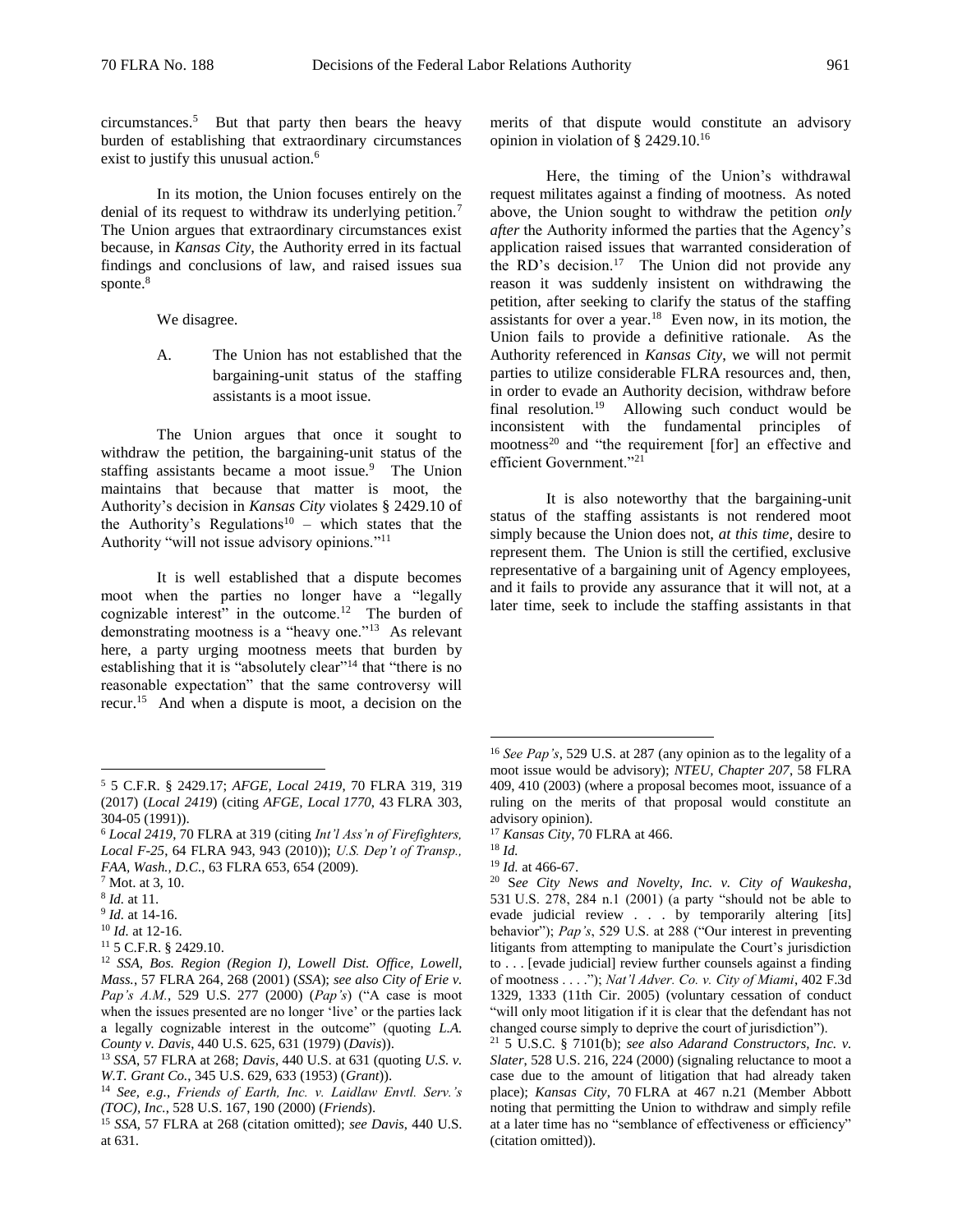circumstances.[5] But that party then bears the heavy burden of establishing that extraordinary circumstances exist to justify this unusual action.[6]

In its motion, the Union focuses entirely on the denial of its request to withdraw its underlying petition.[7] The Union argues that extraordinary circumstances exist because, in *Kansas City*, the Authority erred in its factual findings and conclusions of law, and raised issues sua sponte.[8]

We disagree.

A. The Union has not established that the bargaining-unit status of the staffing assistants is a moot issue.

The Union argues that once it sought to withdraw the petition, the bargaining-unit status of the staffing assistants became a moot issue.[9] The Union maintains that because that matter is moot, the Authority's decision in *Kansas City* violates § 2429.10 of the Authority's Regulations[10] – which states that the Authority "will not issue advisory opinions."[11]

It is well established that a dispute becomes moot when the parties no longer have a "legally cognizable interest" in the outcome.[12] The burden of demonstrating mootness is a "heavy one."[13] As relevant here, a party urging mootness meets that burden by establishing that it is "absolutely clear"[14] that "there is no reasonable expectation" that the same controversy will recur.[15] And when a dispute is moot, a decision on the merits of that dispute would constitute an advisory opinion in violation of § 2429.10.[16]

Here, the timing of the Union's withdrawal request militates against a finding of mootness. As noted above, the Union sought to withdraw the petition *only after* the Authority informed the parties that the Agency's application raised issues that warranted consideration of the RD's decision.[17] The Union did not provide any reason it was suddenly insistent on withdrawing the petition, after seeking to clarify the status of the staffing assistants for over a year.[18] Even now, in its motion, the Union fails to provide a definitive rationale. As the Authority referenced in *Kansas City*, we will not permit parties to utilize considerable FLRA resources and, then, in order to evade an Authority decision, withdraw before final resolution.[19] Allowing such conduct would be inconsistent with the fundamental principles of mootness[20] and "the requirement [for] an effective and efficient Government."[21]

It is also noteworthy that the bargaining-unit status of the staffing assistants is not rendered moot simply because the Union does not, *at this time*, desire to represent them. The Union is still the certified, exclusive representative of a bargaining unit of Agency employees, and it fails to provide any assurance that it will not, at a later time, seek to include the staffing assistants in that

---

[5] 5 C.F.R. § 2429.17; *AFGE, Local 2419*, 70 FLRA 319, 319 (2017) (*Local 2419*) (citing *AFGE, Local 1770*, 43 FLRA 303, 304-05 (1991)).

[6] *Local 2419*, 70 FLRA at 319 (citing *Int'l Ass'n of Firefighters, Local F-25*, 64 FLRA 943, 943 (2010)); *U.S. Dep't of Transp., FAA, Wash., D.C.*, 63 FLRA 653, 654 (2009).

[7] Mot. at 3, 10.

[8] *Id.* at 11.

[9] *Id.* at 14-16.

[10] *Id.* at 12-16.

[11] 5 C.F.R. § 2429.10.

[12] *SSA, Bos. Region (Region I), Lowell Dist. Office, Lowell, Mass.*, 57 FLRA 264, 268 (2001) (*SSA*); *see also City of Erie v. Pap's A.M.*, 529 U.S. 277 (2000) (*Pap's*) ("A case is moot when the issues presented are no longer 'live' or the parties lack a legally cognizable interest in the outcome" (quoting *L.A. County v. Davis*, 440 U.S. 625, 631 (1979) (*Davis*)).

[13] *SSA*, 57 FLRA at 268; *Davis*, 440 U.S. at 631 (quoting *U.S. v. W.T. Grant Co.*, 345 U.S. 629, 633 (1953) (*Grant*)).

[14] *See, e.g.*, *Friends of Earth, Inc. v. Laidlaw Envtl. Serv.'s (TOC), Inc.*, 528 U.S. 167, 190 (2000) (*Friends*).

[15] *SSA*, 57 FLRA at 268 (citation omitted); *see Davis*, 440 U.S. at 631.

[16] *See Pap's*, 529 U.S. at 287 (any opinion as to the legality of a moot issue would be advisory); *NTEU, Chapter 207*, 58 FLRA 409, 410 (2003) (where a proposal becomes moot, issuance of a ruling on the merits of that proposal would constitute an advisory opinion).

[17] *Kansas City*, 70 FLRA at 466.

[18] *Id.*

[19] *Id.* at 466-67.

[20] S*ee City News and Novelty, Inc. v. City of Waukesha*, 531 U.S. 278, 284 n.1 (2001) (a party "should not be able to evade judicial review . . . by temporarily altering [its] behavior"); *Pap's*, 529 U.S. at 288 ("Our interest in preventing litigants from attempting to manipulate the Court's jurisdiction to . . . [evade judicial] review further counsels against a finding of mootness . . . ."); *Nat'l Adver. Co. v. City of Miami*, 402 F.3d 1329, 1333 (11th Cir. 2005) (voluntary cessation of conduct "will only moot litigation if it is clear that the defendant has not changed course simply to deprive the court of jurisdiction").

[21] 5 U.S.C. § 7101(b); *see also Adarand Constructors, Inc. v. Slater*, 528 U.S. 216, 224 (2000) (signaling reluctance to moot a case due to the amount of litigation that had already taken place); *Kansas City*, 70 FLRA at 467 n.21 (Member Abbott noting that permitting the Union to withdraw and simply refile at a later time has no "semblance of effectiveness or efficiency" (citation omitted)).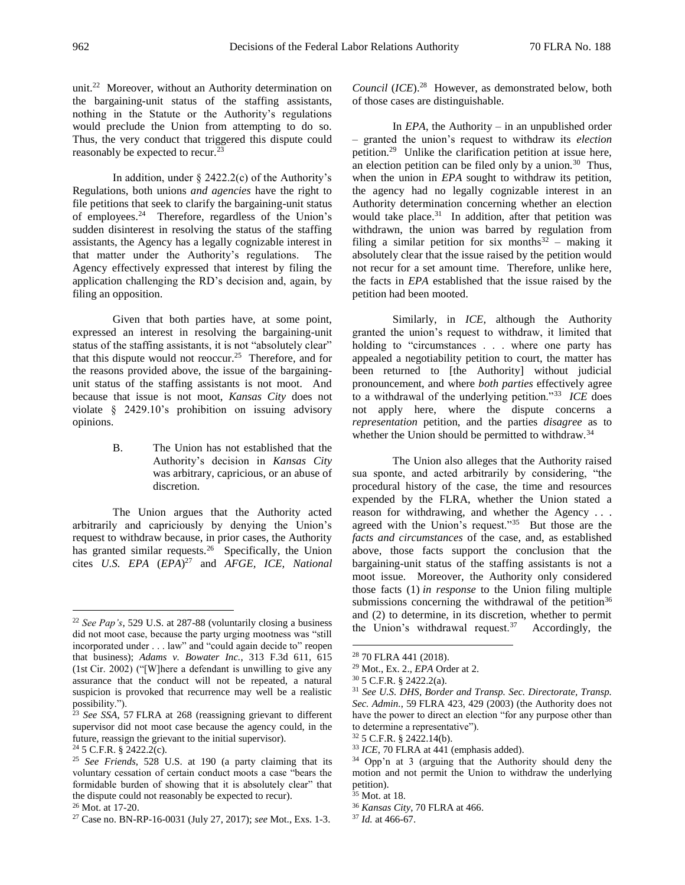unit.[22] Moreover, without an Authority determination on the bargaining-unit status of the staffing assistants, nothing in the Statute or the Authority's regulations would preclude the Union from attempting to do so. Thus, the very conduct that triggered this dispute could reasonably be expected to recur.[23]

In addition, under § 2422.2(c) of the Authority's Regulations, both unions *and agencies* have the right to file petitions that seek to clarify the bargaining-unit status of employees.[24] Therefore, regardless of the Union's sudden disinterest in resolving the status of the staffing assistants, the Agency has a legally cognizable interest in that matter under the Authority's regulations. The Agency effectively expressed that interest by filing the application challenging the RD's decision and, again, by filing an opposition.

Given that both parties have, at some point, expressed an interest in resolving the bargaining-unit status of the staffing assistants, it is not "absolutely clear" that this dispute would not reoccur.[25] Therefore, and for the reasons provided above, the issue of the bargaining-unit status of the staffing assistants is not moot. And because that issue is not moot, *Kansas City* does not violate § 2429.10's prohibition on issuing advisory opinions.

B. The Union has not established that the Authority's decision in *Kansas City* was arbitrary, capricious, or an abuse of discretion.

The Union argues that the Authority acted arbitrarily and capriciously by denying the Union's request to withdraw because, in prior cases, the Authority has granted similar requests.[26] Specifically, the Union cites *U.S. EPA* (*EPA*)[27] and *AFGE, ICE, National Council* (*ICE*).[28] However, as demonstrated below, both of those cases are distinguishable.

In *EPA*, the Authority – in an unpublished order – granted the union's request to withdraw its *election* petition.[29] Unlike the clarification petition at issue here, an election petition can be filed only by a union.[30] Thus, when the union in *EPA* sought to withdraw its petition, the agency had no legally cognizable interest in an Authority determination concerning whether an election would take place.[31] In addition, after that petition was withdrawn, the union was barred by regulation from filing a similar petition for six months[32] – making it absolutely clear that the issue raised by the petition would not recur for a set amount time. Therefore, unlike here, the facts in *EPA* established that the issue raised by the petition had been mooted.

Similarly, in *ICE*, although the Authority granted the union's request to withdraw, it limited that holding to "circumstances . . . where one party has appealed a negotiability petition to court, the matter has been returned to [the Authority] without judicial pronouncement, and where *both parties* effectively agree to a withdrawal of the underlying petition."[33] *ICE* does not apply here, where the dispute concerns a *representation* petition, and the parties *disagree* as to whether the Union should be permitted to withdraw.[34]

The Union also alleges that the Authority raised sua sponte, and acted arbitrarily by considering, "the procedural history of the case, the time and resources expended by the FLRA, whether the Union stated a reason for withdrawing, and whether the Agency . . . agreed with the Union's request."[35] But those are the *facts and circumstances* of the case, and, as established above, those facts support the conclusion that the bargaining-unit status of the staffing assistants is not a moot issue. Moreover, the Authority only considered those facts (1) *in response* to the Union filing multiple submissions concerning the withdrawal of the petition[36] and (2) to determine, in its discretion, whether to permit the Union's withdrawal request.[37] Accordingly, the

---

[22] *See Pap's*, 529 U.S. at 287-88 (voluntarily closing a business did not moot case, because the party urging mootness was "still incorporated under . . . law" and "could again decide to" reopen that business); *Adams v. Bowater Inc.*, 313 F.3d 611, 615 (1st Cir. 2002) ("[W]here a defendant is unwilling to give any assurance that the conduct will not be repeated, a natural suspicion is provoked that recurrence may well be a realistic possibility.").

[23] *See SSA*, 57 FLRA at 268 (reassigning grievant to different supervisor did not moot case because the agency could, in the future, reassign the grievant to the initial supervisor).

[24] 5 C.F.R. § 2422.2(c).

[25] *See Friends*, 528 U.S. at 190 (a party claiming that its voluntary cessation of certain conduct moots a case "bears the formidable burden of showing that it is absolutely clear" that the dispute could not reasonably be expected to recur).

[26] Mot. at 17-20.

[27] Case no. BN-RP-16-0031 (July 27, 2017); *see* Mot., Exs. 1-3.

[28] 70 FLRA 441 (2018).

[29] Mot., Ex. 2., *EPA* Order at 2.

[30] 5 C.F.R. § 2422.2(a).

[31] *See U.S. DHS, Border and Transp. Sec. Directorate, Transp. Sec. Admin.*, 59 FLRA 423, 429 (2003) (the Authority does not have the power to direct an election "for any purpose other than to determine a representative").

[32] 5 C.F.R. § 2422.14(b).

[33] *ICE*, 70 FLRA at 441 (emphasis added).

[34] Opp'n at 3 (arguing that the Authority should deny the motion and not permit the Union to withdraw the underlying petition).

[35] Mot. at 18.

[36] *Kansas City*, 70 FLRA at 466.

[37] *Id.* at 466-67.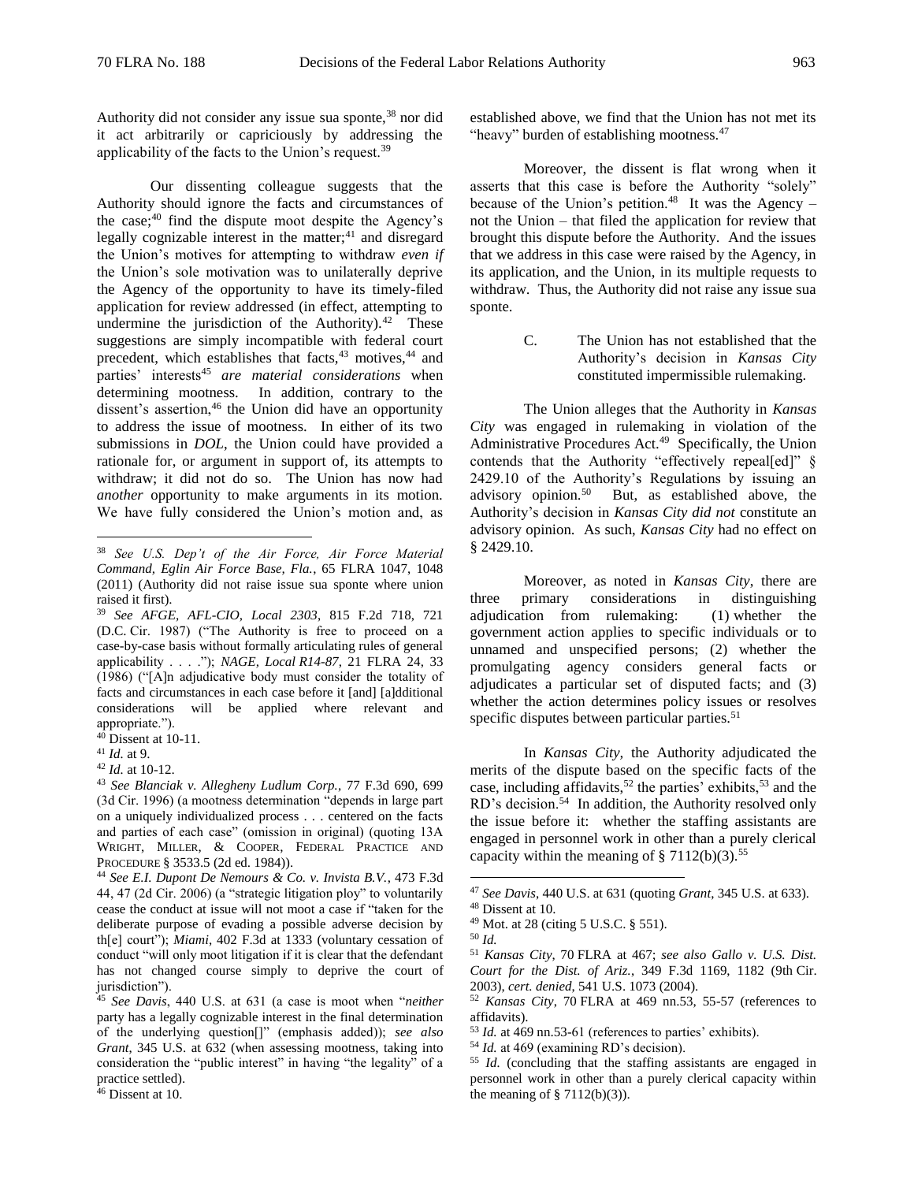Authority did not consider any issue sua sponte,[38] nor did it act arbitrarily or capriciously by addressing the applicability of the facts to the Union's request.[39]

Our dissenting colleague suggests that the Authority should ignore the facts and circumstances of the case;[40] find the dispute moot despite the Agency's legally cognizable interest in the matter;[41] and disregard the Union's motives for attempting to withdraw *even if* the Union's sole motivation was to unilaterally deprive the Agency of the opportunity to have its timely-filed application for review addressed (in effect, attempting to undermine the jurisdiction of the Authority).[42] These suggestions are simply incompatible with federal court precedent, which establishes that facts,[43] motives,[44] and parties' interests[45] *are material considerations* when determining mootness. In addition, contrary to the dissent's assertion,[46] the Union did have an opportunity to address the issue of mootness. In either of its two submissions in *DOL*, the Union could have provided a rationale for, or argument in support of, its attempts to withdraw; it did not do so. The Union has now had *another* opportunity to make arguments in its motion. We have fully considered the Union's motion and, as established above, we find that the Union has not met its "heavy" burden of establishing mootness.[47]

Moreover, the dissent is flat wrong when it asserts that this case is before the Authority "solely" because of the Union's petition.[48] It was the Agency – not the Union – that filed the application for review that brought this dispute before the Authority. And the issues that we address in this case were raised by the Agency, in its application, and the Union, in its multiple requests to withdraw. Thus, the Authority did not raise any issue sua sponte.

### C. The Union has not established that the Authority's decision in *Kansas City* constituted impermissible rulemaking.

The Union alleges that the Authority in *Kansas City* was engaged in rulemaking in violation of the Administrative Procedures Act.[49] Specifically, the Union contends that the Authority "effectively repeal[ed]" § 2429.10 of the Authority's Regulations by issuing an advisory opinion.[50] But, as established above, the Authority's decision in *Kansas City did not* constitute an advisory opinion. As such, *Kansas City* had no effect on § 2429.10.

Moreover, as noted in *Kansas City*, there are three primary considerations in distinguishing adjudication from rulemaking: (1) whether the government action applies to specific individuals or to unnamed and unspecified persons; (2) whether the promulgating agency considers general facts or adjudicates a particular set of disputed facts; and (3) whether the action determines policy issues or resolves specific disputes between particular parties.[51]

In *Kansas City*, the Authority adjudicated the merits of the dispute based on the specific facts of the case, including affidavits,[52] the parties' exhibits,[53] and the RD's decision.[54] In addition, the Authority resolved only the issue before it: whether the staffing assistants are engaged in personnel work in other than a purely clerical capacity within the meaning of § 7112(b)(3).[55]

---

[38] *See U.S. Dep't of the Air Force, Air Force Material Command, Eglin Air Force Base, Fla.*, 65 FLRA 1047, 1048 (2011) (Authority did not raise issue sua sponte where union raised it first).

[39] *See AFGE, AFL-CIO, Local 2303*, 815 F.2d 718, 721 (D.C. Cir. 1987) ("The Authority is free to proceed on a case-by-case basis without formally articulating rules of general applicability . . . ."); *NAGE, Local R14-87*, 21 FLRA 24, 33 (1986) ("[A]n adjudicative body must consider the totality of facts and circumstances in each case before it [and] [a]dditional considerations will be applied where relevant and appropriate.").

[40] Dissent at 10-11.

[41] *Id.* at 9.

[42] *Id.* at 10-12.

[43] *See Blanciak v. Allegheny Ludlum Corp.*, 77 F.3d 690, 699 (3d Cir. 1996) (a mootness determination "depends in large part on a uniquely individualized process . . . centered on the facts and parties of each case" (omission in original) (quoting 13A WRIGHT, MILLER, & COOPER, FEDERAL PRACTICE AND PROCEDURE § 3533.5 (2d ed. 1984)).

[44] *See E.I. Dupont De Nemours & Co. v. Invista B.V.*, 473 F.3d 44, 47 (2d Cir. 2006) (a "strategic litigation ploy" to voluntarily cease the conduct at issue will not moot a case if "taken for the deliberate purpose of evading a possible adverse decision by th[e] court"); *Miami*, 402 F.3d at 1333 (voluntary cessation of conduct "will only moot litigation if it is clear that the defendant has not changed course simply to deprive the court of jurisdiction").

[45] *See Davis*, 440 U.S. at 631 (a case is moot when "*neither* party has a legally cognizable interest in the final determination of the underlying question[]" (emphasis added)); *see also Grant*, 345 U.S. at 632 (when assessing mootness, taking into consideration the "public interest" in having "the legality" of a practice settled).

[46] Dissent at 10.

[47] *See Davis*, 440 U.S. at 631 (quoting *Grant*, 345 U.S. at 633).

[48] Dissent at 10.

[49] Mot. at 28 (citing 5 U.S.C. § 551).

[50] *Id.*

[51] *Kansas City*, 70 FLRA at 467; *see also Gallo v. U.S. Dist. Court for the Dist. of Ariz.*, 349 F.3d 1169, 1182 (9th Cir. 2003), *cert. denied*, 541 U.S. 1073 (2004).

[52] *Kansas City*, 70 FLRA at 469 nn.53, 55-57 (references to affidavits).

[53] *Id.* at 469 nn.53-61 (references to parties' exhibits).

[54] *Id.* at 469 (examining RD's decision).

[55] *Id.* (concluding that the staffing assistants are engaged in personnel work in other than a purely clerical capacity within the meaning of § 7112(b)(3)).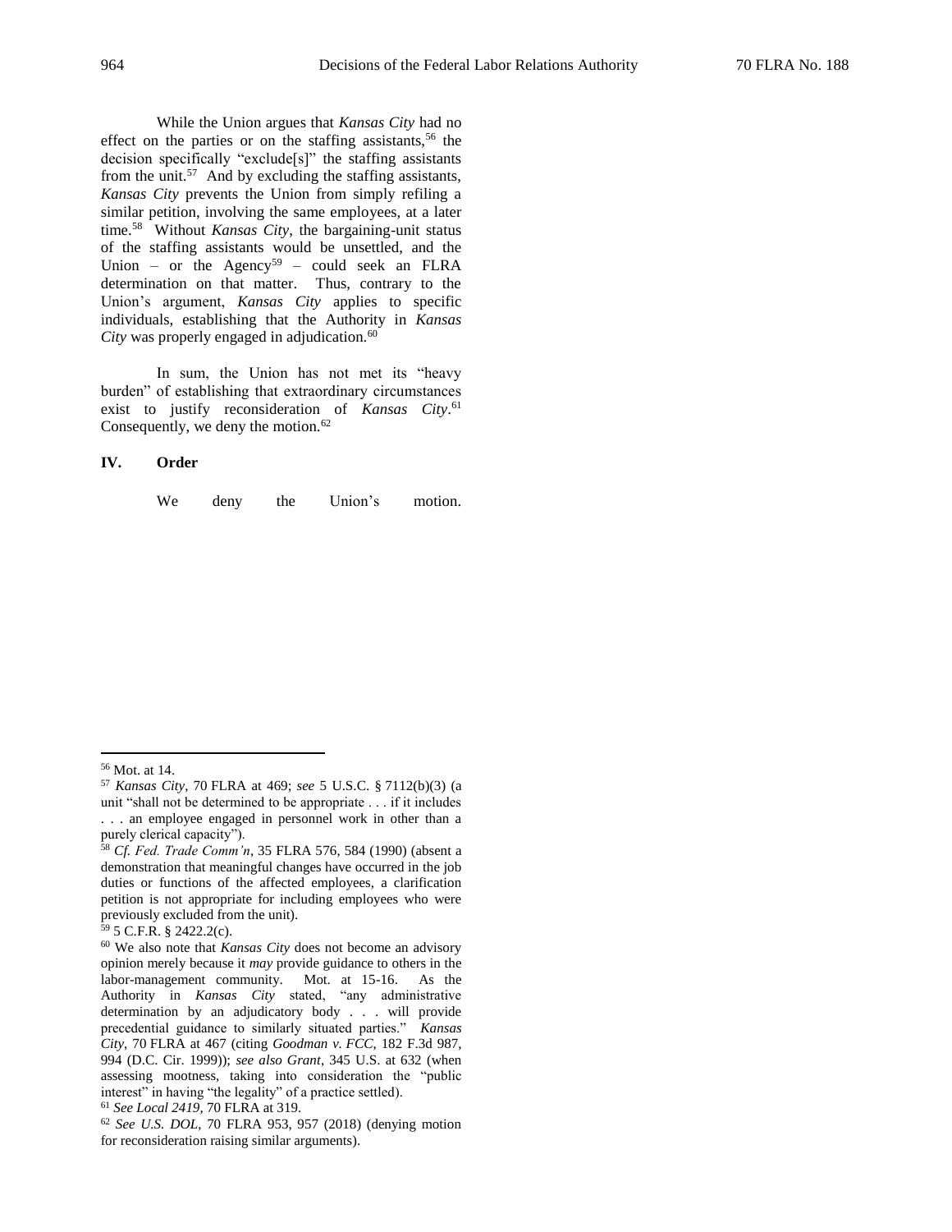While the Union argues that *Kansas City* had no effect on the parties or on the staffing assistants,[56] the decision specifically "exclude[s]" the staffing assistants from the unit.[57] And by excluding the staffing assistants, *Kansas City* prevents the Union from simply refiling a similar petition, involving the same employees, at a later time.[58] Without *Kansas City*, the bargaining-unit status of the staffing assistants would be unsettled, and the Union – or the Agency[59] – could seek an FLRA determination on that matter. Thus, contrary to the Union's argument, *Kansas City* applies to specific individuals, establishing that the Authority in *Kansas City* was properly engaged in adjudication.[60]

In sum, the Union has not met its "heavy burden" of establishing that extraordinary circumstances exist to justify reconsideration of *Kansas City*.[61] Consequently, we deny the motion.[62]

## IV. Order

We deny the Union's motion.

---

[56] Mot. at 14.

[57] *Kansas City*, 70 FLRA at 469; *see* 5 U.S.C. § 7112(b)(3) (a unit "shall not be determined to be appropriate . . . if it includes . . . an employee engaged in personnel work in other than a purely clerical capacity").

[58] *Cf. Fed. Trade Comm'n*, 35 FLRA 576, 584 (1990) (absent a demonstration that meaningful changes have occurred in the job duties or functions of the affected employees, a clarification petition is not appropriate for including employees who were previously excluded from the unit).

[59] 5 C.F.R. § 2422.2(c).

[60] We also note that *Kansas City* does not become an advisory opinion merely because it *may* provide guidance to others in the labor-management community. Mot. at 15-16. As the Authority in *Kansas City* stated, "any administrative determination by an adjudicatory body . . . will provide precedential guidance to similarly situated parties." *Kansas City*, 70 FLRA at 467 (citing *Goodman v. FCC*, 182 F.3d 987, 994 (D.C. Cir. 1999)); *see also Grant*, 345 U.S. at 632 (when assessing mootness, taking into consideration the "public interest" in having "the legality" of a practice settled).

[61] *See Local 2419*, 70 FLRA at 319.

[62] *See U.S. DOL*, 70 FLRA 953, 957 (2018) (denying motion for reconsideration raising similar arguments).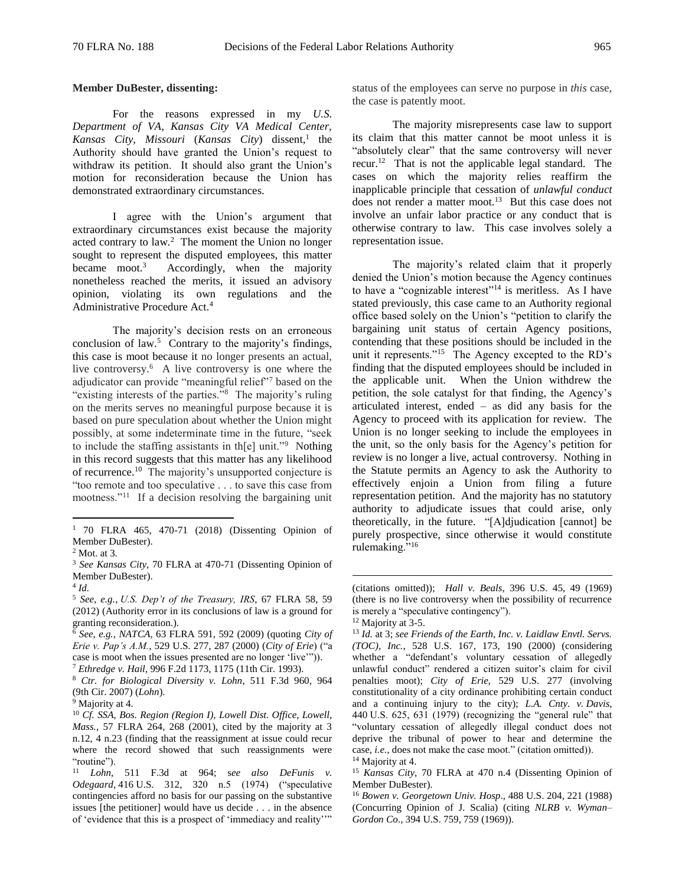**Member DuBester, dissenting:**

For the reasons expressed in my *U.S. Department of VA, Kansas City VA Medical Center, Kansas City, Missouri* (*Kansas City*) dissent,[1] the Authority should have granted the Union's request to withdraw its petition. It should also grant the Union's motion for reconsideration because the Union has demonstrated extraordinary circumstances.

I agree with the Union's argument that extraordinary circumstances exist because the majority acted contrary to law.[2] The moment the Union no longer sought to represent the disputed employees, this matter became moot.[3] Accordingly, when the majority nonetheless reached the merits, it issued an advisory opinion, violating its own regulations and the Administrative Procedure Act.[4]

The majority's decision rests on an erroneous conclusion of law.[5] Contrary to the majority's findings, this case is moot because it no longer presents an actual, live controversy.[6] A live controversy is one where the adjudicator can provide "meaningful relief"[7] based on the "existing interests of the parties."[8] The majority's ruling on the merits serves no meaningful purpose because it is based on pure speculation about whether the Union might possibly, at some indeterminate time in the future, "seek to include the staffing assistants in th[e] unit."[9] Nothing in this record suggests that this matter has any likelihood of recurrence.[10] The majority's unsupported conjecture is "too remote and too speculative . . . to save this case from mootness."[11] If a decision resolving the bargaining unit status of the employees can serve no purpose in *this* case, the case is patently moot.

The majority misrepresents case law to support its claim that this matter cannot be moot unless it is "absolutely clear" that the same controversy will never recur.[12] That is not the applicable legal standard. The cases on which the majority relies reaffirm the inapplicable principle that cessation of *unlawful conduct* does not render a matter moot.[13] But this case does not involve an unfair labor practice or any conduct that is otherwise contrary to law. This case involves solely a representation issue.

The majority's related claim that it properly denied the Union's motion because the Agency continues to have a "cognizable interest"[14] is meritless. As I have stated previously, this case came to an Authority regional office based solely on the Union's "petition to clarify the bargaining unit status of certain Agency positions, contending that these positions should be included in the unit it represents."[15] The Agency excepted to the RD's finding that the disputed employees should be included in the applicable unit. When the Union withdrew the petition, the sole catalyst for that finding, the Agency's articulated interest, ended – as did any basis for the Agency to proceed with its application for review. The Union is no longer seeking to include the employees in the unit, so the only basis for the Agency's petition for review is no longer a live, actual controversy. Nothing in the Statute permits an Agency to ask the Authority to effectively enjoin a Union from filing a future representation petition. And the majority has no statutory authority to adjudicate issues that could arise, only theoretically, in the future. "[A]djudication [cannot] be purely prospective, since otherwise it would constitute rulemaking."[16]

---

[1] 70 FLRA 465, 470-71 (2018) (Dissenting Opinion of Member DuBester).

[2] Mot. at 3.

[3] *See Kansas City*, 70 FLRA at 470-71 (Dissenting Opinion of Member DuBester).

[4] *Id.*

[5] *See, e.g.*, *U.S. Dep't of the Treasury, IRS*, 67 FLRA 58, 59 (2012) (Authority error in its conclusions of law is a ground for granting reconsideration.).

[6] *See, e.g.*, *NATCA*, 63 FLRA 591, 592 (2009) (quoting *City of Erie v. Pap's A.M.*, 529 U.S. 277, 287 (2000) (*City of Erie*) ("a case is moot when the issues presented are no longer 'live'")).

[7] *Ethredge v. Hail*, 996 F.2d 1173, 1175 (11th Cir. 1993).

[8] *Ctr. for Biological Diversity v. Lohn*, 511 F.3d 960, 964 (9th Cir. 2007) (*Lohn*).

[9] Majority at 4.

[10] *Cf. SSA, Bos. Region (Region I), Lowell Dist. Office, Lowell, Mass.*, 57 FLRA 264, 268 (2001), cited by the majority at 3 n.12, 4 n.23 (finding that the reassignment at issue could recur where the record showed that such reassignments were "routine").

[11] *Lohn*, 511 F.3d at 964; s*ee also DeFunis v. Odegaard*, 416 U.S. 312, 320 n.5 (1974) ("speculative contingencies afford no basis for our passing on the substantive issues [the petitioner] would have us decide . . . in the absence of 'evidence that this is a prospect of 'immediacy and reality''" (citations omitted)); *Hall v. Beals*, 396 U.S. 45, 49 (1969) (there is no live controversy when the possibility of recurrence is merely a "speculative contingency").

[12] Majority at 3-5.

[13] *Id.* at 3; *see Friends of the Earth, Inc. v. Laidlaw Envtl. Servs. (TOC), Inc.*, 528 U.S. 167, 173, 190 (2000) (considering whether a "defendant's voluntary cessation of allegedly unlawful conduct" rendered a citizen suitor's claim for civil penalties moot); *City of Erie*, 529 U.S. 277 (involving constitutionality of a city ordinance prohibiting certain conduct and a continuing injury to the city); *L.A. Cnty. v. Davis*, 440 U.S. 625, 631 (1979) (recognizing the "general rule" that "voluntary cessation of allegedly illegal conduct does not deprive the tribunal of power to hear and determine the case, *i.e.*, does not make the case moot." (citation omitted)).

[14] Majority at 4.

[15] *Kansas City*, 70 FLRA at 470 n.4 (Dissenting Opinion of Member DuBester).

[16] *Bowen v. Georgetown Univ. Hosp*., 488 U.S. 204, 221 (1988) (Concurring Opinion of J. Scalia) (citing *NLRB v. Wyman–Gordon Co*., 394 U.S. 759, 759 (1969)).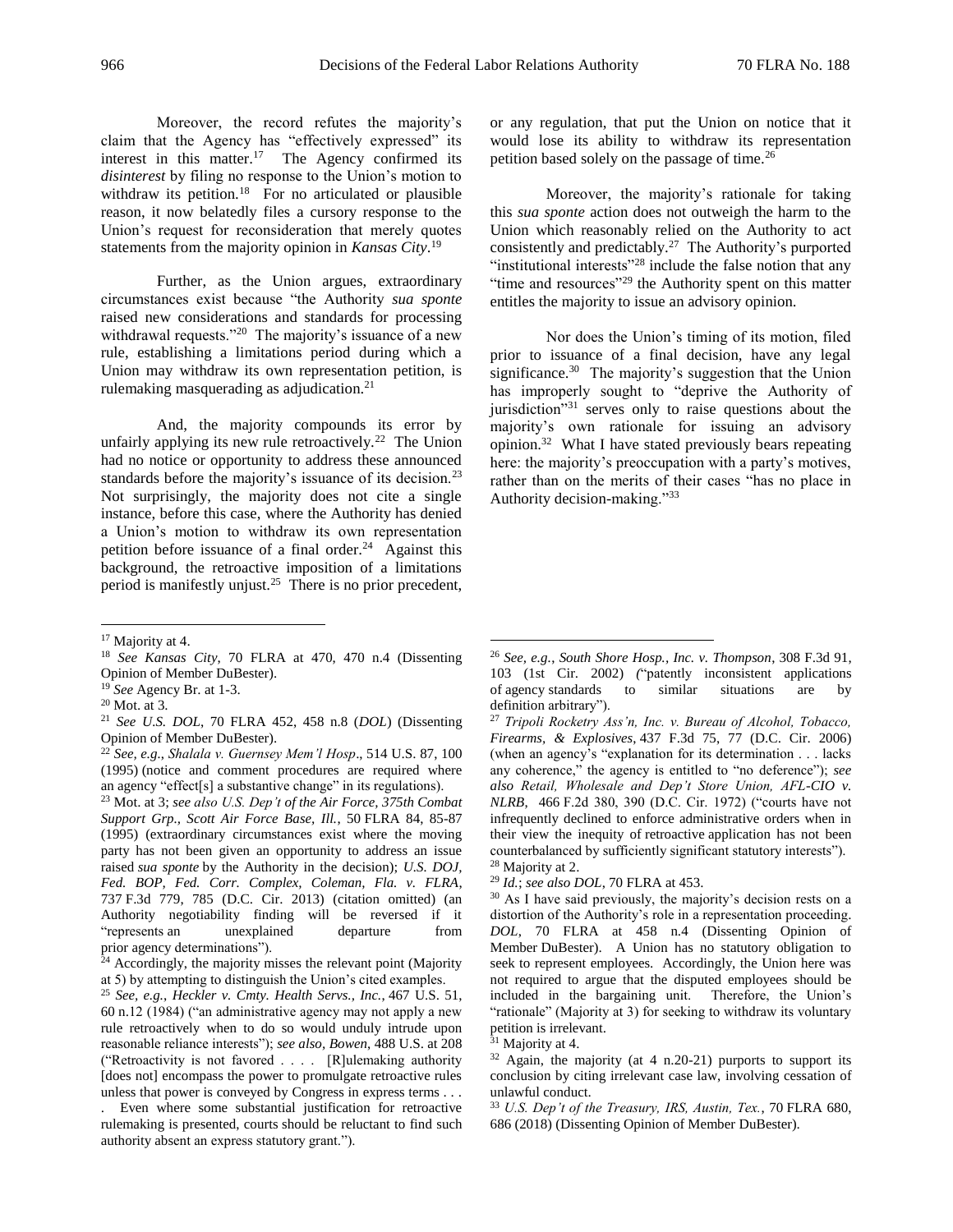Moreover, the record refutes the majority's claim that the Agency has "effectively expressed" its interest in this matter.[17] The Agency confirmed its *disinterest* by filing no response to the Union's motion to withdraw its petition.[18] For no articulated or plausible reason, it now belatedly files a cursory response to the Union's request for reconsideration that merely quotes statements from the majority opinion in *Kansas City*.[19]

Further, as the Union argues, extraordinary circumstances exist because "the Authority *sua sponte* raised new considerations and standards for processing withdrawal requests."[20] The majority's issuance of a new rule, establishing a limitations period during which a Union may withdraw its own representation petition, is rulemaking masquerading as adjudication.[21]

And, the majority compounds its error by unfairly applying its new rule retroactively.[22] The Union had no notice or opportunity to address these announced standards before the majority's issuance of its decision.[23] Not surprisingly, the majority does not cite a single instance, before this case, where the Authority has denied a Union's motion to withdraw its own representation petition before issuance of a final order.[24] Against this background, the retroactive imposition of a limitations period is manifestly unjust.[25] There is no prior precedent, or any regulation, that put the Union on notice that it would lose its ability to withdraw its representation petition based solely on the passage of time.[26]

Moreover, the majority's rationale for taking this *sua sponte* action does not outweigh the harm to the Union which reasonably relied on the Authority to act consistently and predictably.[27] The Authority's purported "institutional interests"[28] include the false notion that any "time and resources"[29] the Authority spent on this matter entitles the majority to issue an advisory opinion.

Nor does the Union's timing of its motion, filed prior to issuance of a final decision, have any legal significance.[30] The majority's suggestion that the Union has improperly sought to "deprive the Authority of jurisdiction"[31] serves only to raise questions about the majority's own rationale for issuing an advisory opinion.[32] What I have stated previously bears repeating here: the majority's preoccupation with a party's motives, rather than on the merits of their cases "has no place in Authority decision-making."[33]

---

[17] Majority at 4.

[18] *See Kansas City*, 70 FLRA at 470, 470 n.4 (Dissenting Opinion of Member DuBester).

[19] *See* Agency Br. at 1-3.

[20] Mot. at 3.

[21] *See U.S. DOL*, 70 FLRA 452, 458 n.8 (*DOL*) (Dissenting Opinion of Member DuBester).

[22] *See, e.g.*, *Shalala v. Guernsey Mem'l Hosp*., 514 U.S. 87, 100 (1995) (notice and comment procedures are required where an agency "effect[s] a substantive change" in its regulations).

[23] Mot. at 3; *see also U.S. Dep't of the Air Force, 375th Combat Support Grp., Scott Air Force Base, Ill.*, 50 FLRA 84, 85-87 (1995) (extraordinary circumstances exist where the moving party has not been given an opportunity to address an issue raised *sua sponte* by the Authority in the decision); *U.S. DOJ, Fed. BOP, Fed. Corr. Complex, Coleman, Fla. v. FLRA*, 737 F.3d 779, 785 (D.C. Cir. 2013) (citation omitted) (an Authority negotiability finding will be reversed if it "represents an unexplained departure from prior agency determinations").

[24] Accordingly, the majority misses the relevant point (Majority at 5) by attempting to distinguish the Union's cited examples.

[25] *See, e.g.*, *Heckler v. Cmty. Health Servs., Inc.*, 467 U.S. 51, 60 n.12 (1984) ("an administrative agency may not apply a new rule retroactively when to do so would unduly intrude upon reasonable reliance interests"); *see also*, *Bowen*, 488 U.S. at 208 ("Retroactivity is not favored . . . . [R]ulemaking authority [does not] encompass the power to promulgate retroactive rules unless that power is conveyed by Congress in express terms . . . . Even where some substantial justification for retroactive rulemaking is presented, courts should be reluctant to find such authority absent an express statutory grant.").

[26] *See, e.g.*, *South Shore Hosp., Inc. v. Thompson*, 308 F.3d 91, 103 (1st Cir. 2002) ("patently inconsistent applications of agency standards to similar situations are by definition arbitrary").

[27] *Tripoli Rocketry Ass'n, Inc. v. Bureau of Alcohol, Tobacco, Firearms, & Explosives*, 437 F.3d 75, 77 (D.C. Cir. 2006) (when an agency's "explanation for its determination . . . lacks any coherence," the agency is entitled to "no deference"); *see also Retail, Wholesale and Dep't Store Union, AFL-CIO v. NLRB*, 466 F.2d 380, 390 (D.C. Cir. 1972) ("courts have not infrequently declined to enforce administrative orders when in their view the inequity of retroactive application has not been counterbalanced by sufficiently significant statutory interests").

[28] Majority at 2.

[29] *Id.*; *see also DOL*, 70 FLRA at 453.

[30] As I have said previously, the majority's decision rests on a distortion of the Authority's role in a representation proceeding. *DOL*, 70 FLRA at 458 n.4 (Dissenting Opinion of Member DuBester). A Union has no statutory obligation to seek to represent employees. Accordingly, the Union here was not required to argue that the disputed employees should be included in the bargaining unit. Therefore, the Union's "rationale" (Majority at 3) for seeking to withdraw its voluntary petition is irrelevant.

[31] Majority at 4.

[32] Again, the majority (at 4 n.20-21) purports to support its conclusion by citing irrelevant case law, involving cessation of unlawful conduct.

[33] *U.S. Dep't of the Treasury, IRS, Austin, Tex.*, 70 FLRA 680, 686 (2018) (Dissenting Opinion of Member DuBester).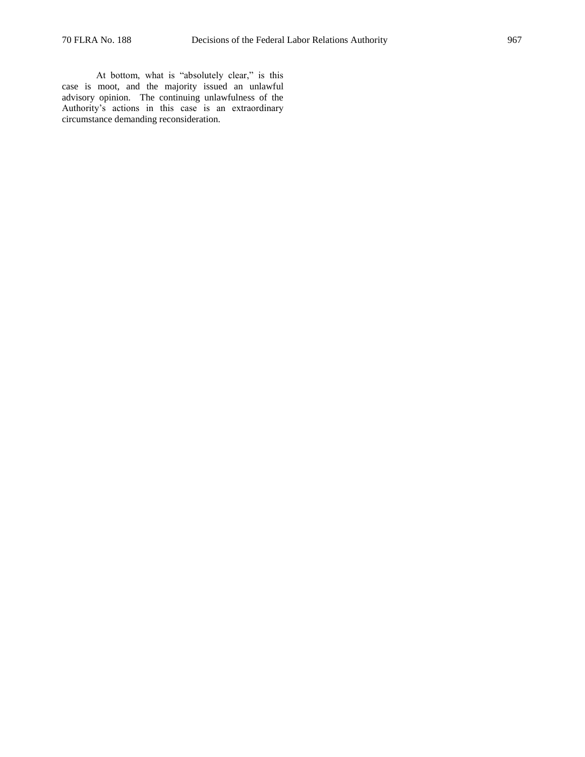At bottom, what is "absolutely clear," is this case is moot, and the majority issued an unlawful advisory opinion. The continuing unlawfulness of the Authority's actions in this case is an extraordinary circumstance demanding reconsideration.